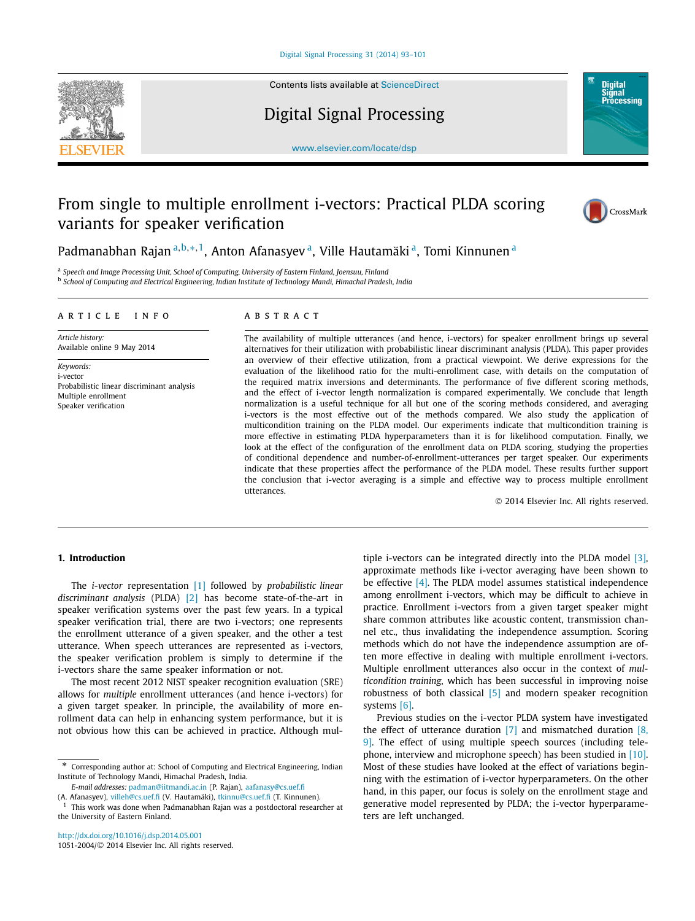# From single to multiple enrollment i-vectors: Practical PLDA scoring variants for speaker verification

Padmanabhan Rajan [a,b,*,1], Anton Afanasyev [a], Ville Hautamäki [a], Tomi Kinnunen [a]

[a] Speech and Image Processing Unit, School of Computing, University of Eastern Finland, Joensuu, Finland

[b] School of Computing and Electrical Engineering, Indian Institute of Technology Mandi, Himachal Pradesh, India

## ARTICLE INFO

*Article history:*
Available online 9 May 2014

*Keywords:*
i-vector
Probabilistic linear discriminant analysis
Multiple enrollment
Speaker verification

## ABSTRACT

The availability of multiple utterances (and hence, i-vectors) for speaker enrollment brings up several alternatives for their utilization with probabilistic linear discriminant analysis (PLDA). This paper provides an overview of their effective utilization, from a practical viewpoint. We derive expressions for the evaluation of the likelihood ratio for the multi-enrollment case, with details on the computation of the required matrix inversions and determinants. The performance of five different scoring methods, and the effect of i-vector length normalization is compared experimentally. We conclude that length normalization is a useful technique for all but one of the scoring methods considered, and averaging i-vectors is the most effective out of the methods compared. We also study the application of multicondition training on the PLDA model. Our experiments indicate that multicondition training is more effective in estimating PLDA hyperparameters than it is for likelihood computation. Finally, we look at the effect of the configuration of the enrollment data on PLDA scoring, studying the properties of conditional dependence and number-of-enrollment-utterances per target speaker. Our experiments indicate that these properties affect the performance of the PLDA model. These results further support the conclusion that i-vector averaging is a simple and effective way to process multiple enrollment utterances.

© 2014 Elsevier Inc. All rights reserved.

## 1. Introduction

The *i-vector* representation [1] followed by *probabilistic linear discriminant analysis* (PLDA) [2] has become state-of-the-art in speaker verification systems over the past few years. In a typical speaker verification trial, there are two i-vectors; one represents the enrollment utterance of a given speaker, and the other a test utterance. When speech utterances are represented as i-vectors, the speaker verification problem is simply to determine if the i-vectors share the same speaker information or not.

The most recent 2012 NIST speaker recognition evaluation (SRE) allows for *multiple* enrollment utterances (and hence i-vectors) for a given target speaker. In principle, the availability of more enrollment data can help in enhancing system performance, but it is not obvious how this can be achieved in practice. Although multiple i-vectors can be integrated directly into the PLDA model [3], approximate methods like i-vector averaging have been shown to be effective [4]. The PLDA model assumes statistical independence among enrollment i-vectors, which may be difficult to achieve in practice. Enrollment i-vectors from a given target speaker might share common attributes like acoustic content, transmission channel etc., thus invalidating the independence assumption. Scoring methods which do not have the independence assumption are often more effective in dealing with multiple enrollment i-vectors. Multiple enrollment utterances also occur in the context of *multicondition training*, which has been successful in improving noise robustness of both classical [5] and modern speaker recognition systems [6].

Previous studies on the i-vector PLDA system have investigated the effect of utterance duration [7] and mismatched duration [8, 9]. The effect of using multiple speech sources (including telephone, interview and microphone speech) has been studied in [10]. Most of these studies have looked at the effect of variations beginning with the estimation of i-vector hyperparameters. On the other hand, in this paper, our focus is solely on the enrollment stage and generative model represented by PLDA; the i-vector hyperparameters are left unchanged.

---

* Corresponding author at: School of Computing and Electrical Engineering, Indian Institute of Technology Mandi, Himachal Pradesh, India.

*E-mail addresses:* padman@iitmandi.ac.in (P. Rajan), aafanasy@cs.uef.fi (A. Afanasyev), villeh@cs.uef.fi (V. Hautamäki), tkinnu@cs.uef.fi (T. Kinnunen).

1 This work was done when Padmanabhan Rajan was a postdoctoral researcher at the University of Eastern Finland.

http://dx.doi.org/10.1016/j.dsp.2014.05.001
1051-2004/© 2014 Elsevier Inc. All rights reserved.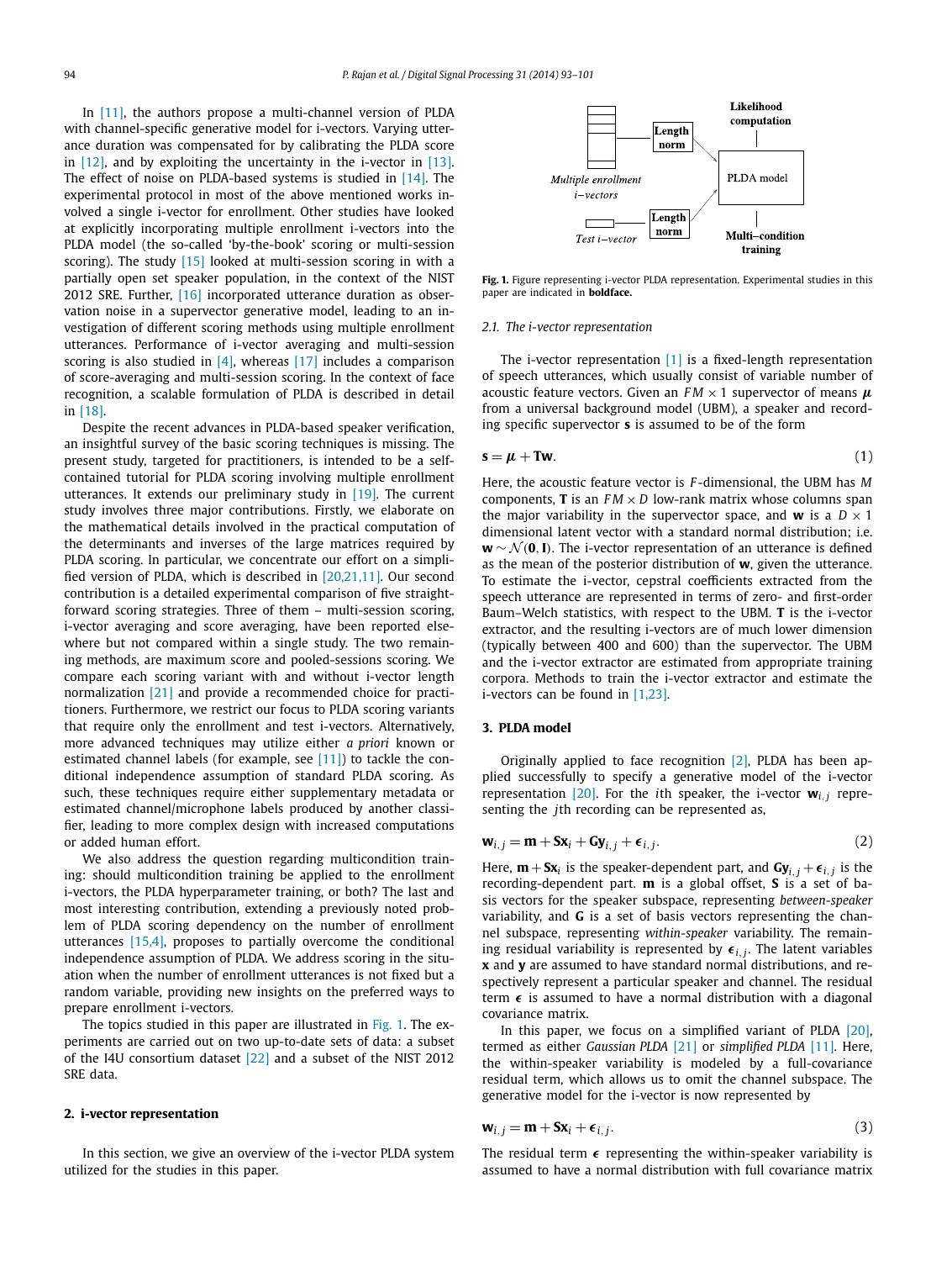In [11], the authors propose a multi-channel version of PLDA with channel-specific generative model for i-vectors. Varying utterance duration was compensated for by calibrating the PLDA score in [12], and by exploiting the uncertainty in the i-vector in [13]. The effect of noise on PLDA-based systems is studied in [14]. The experimental protocol in most of the above mentioned works involved a single i-vector for enrollment. Other studies have looked at explicitly incorporating multiple enrollment i-vectors into the PLDA model (the so-called 'by-the-book' scoring or multi-session scoring). The study [15] looked at multi-session scoring in with a partially open set speaker population, in the context of the NIST 2012 SRE. Further, [16] incorporated utterance duration as observation noise in a supervector generative model, leading to an investigation of different scoring methods using multiple enrollment utterances. Performance of i-vector averaging and multi-session scoring is also studied in [4], whereas [17] includes a comparison of score-averaging and multi-session scoring. In the context of face recognition, a scalable formulation of PLDA is described in detail in [18].

Despite the recent advances in PLDA-based speaker verification, an insightful survey of the basic scoring techniques is missing. The present study, targeted for practitioners, is intended to be a self-contained tutorial for PLDA scoring involving multiple enrollment utterances. It extends our preliminary study in [19]. The current study involves three major contributions. Firstly, we elaborate on the mathematical details involved in the practical computation of the determinants and inverses of the large matrices required by PLDA scoring. In particular, we concentrate our effort on a simplified version of PLDA, which is described in [20,21,11]. Our second contribution is a detailed experimental comparison of five straightforward scoring strategies. Three of them – multi-session scoring, i-vector averaging and score averaging, have been reported elsewhere but not compared within a single study. The two remaining methods, are maximum score and pooled-sessions scoring. We compare each scoring variant with and without i-vector length normalization [21] and provide a recommended choice for practitioners. Furthermore, we restrict our focus to PLDA scoring variants that require only the enrollment and test i-vectors. Alternatively, more advanced techniques may utilize either *a priori* known or estimated channel labels (for example, see [11]) to tackle the conditional independence assumption of standard PLDA scoring. As such, these techniques require either supplementary metadata or estimated channel/microphone labels produced by another classifier, leading to more complex design with increased computations or added human effort.

We also address the question regarding multicondition training: should multicondition training be applied to the enrollment i-vectors, the PLDA hyperparameter training, or both? The last and most interesting contribution, extending a previously noted problem of PLDA scoring dependency on the number of enrollment utterances [15,4], proposes to partially overcome the conditional independence assumption of PLDA. We address scoring in the situation when the number of enrollment utterances is not fixed but a random variable, providing new insights on the preferred ways to prepare enrollment i-vectors.

The topics studied in this paper are illustrated in Fig. 1. The experiments are carried out on two up-to-date sets of data: a subset of the I4U consortium dataset [22] and a subset of the NIST 2012 SRE data.

## 2. i-vector representation

In this section, we give an overview of the i-vector PLDA system utilized for the studies in this paper.

**Fig. 1.** Figure representing i-vector PLDA representation. Experimental studies in this paper are indicated in **boldface.**

### 2.1. The i-vector representation

The i-vector representation [1] is a fixed-length representation of speech utterances, which usually consist of variable number of acoustic feature vectors. Given an $FM \times 1$ supervector of means $\boldsymbol{\mu}$ from a universal background model (UBM), a speaker and recording specific supervector $\mathbf{s}$ is assumed to be of the form

$$\mathbf{s} = \boldsymbol{\mu} + \mathbf{T}\mathbf{w}. \tag{1}$$

Here, the acoustic feature vector is $F$-dimensional, the UBM has $M$ components, $\mathbf{T}$ is an $FM \times D$ low-rank matrix whose columns span the major variability in the supervector space, and $\mathbf{w}$ is a $D \times 1$ dimensional latent vector with a standard normal distribution; i.e. $\mathbf{w} \sim \mathcal{N}(\mathbf{0}, \mathbf{I})$. The i-vector representation of an utterance is defined as the mean of the posterior distribution of $\mathbf{w}$, given the utterance. To estimate the i-vector, cepstral coefficients extracted from the speech utterance are represented in terms of zero- and first-order Baum–Welch statistics, with respect to the UBM. $\mathbf{T}$ is the i-vector extractor, and the resulting i-vectors are of much lower dimension (typically between 400 and 600) than the supervector. The UBM and the i-vector extractor are estimated from appropriate training corpora. Methods to train the i-vector extractor and estimate the i-vectors can be found in [1,23].

## 3. PLDA model

Originally applied to face recognition [2], PLDA has been applied successfully to specify a generative model of the i-vector representation [20]. For the $i$th speaker, the i-vector $\mathbf{w}_{i,j}$ representing the $j$th recording can be represented as,

$$\mathbf{w}_{i,j} = \mathbf{m} + \mathbf{S}\mathbf{x}_i + \mathbf{G}\mathbf{y}_{i,j} + \boldsymbol{\epsilon}_{i,j}. \tag{2}$$

Here, $\mathbf{m} + \mathbf{S}\mathbf{x}_i$ is the speaker-dependent part, and $\mathbf{G}\mathbf{y}_{i,j} + \boldsymbol{\epsilon}_{i,j}$ is the recording-dependent part. $\mathbf{m}$ is a global offset, $\mathbf{S}$ is a set of basis vectors for the speaker subspace, representing *between-speaker* variability, and $\mathbf{G}$ is a set of basis vectors representing the channel subspace, representing *within-speaker* variability. The remaining residual variability is represented by $\boldsymbol{\epsilon}_{i,j}$. The latent variables $\mathbf{x}$ and $\mathbf{y}$ are assumed to have standard normal distributions, and respectively represent a particular speaker and channel. The residual term $\boldsymbol{\epsilon}$ is assumed to have a normal distribution with a diagonal covariance matrix.

In this paper, we focus on a simplified variant of PLDA [20], termed as either *Gaussian PLDA* [21] or *simplified PLDA* [11]. Here, the within-speaker variability is modeled by a full-covariance residual term, which allows us to omit the channel subspace. The generative model for the i-vector is now represented by

$$\mathbf{w}_{i,j} = \mathbf{m} + \mathbf{S}\mathbf{x}_i + \boldsymbol{\epsilon}_{i,j}. \tag{3}$$

The residual term $\boldsymbol{\epsilon}$ representing the within-speaker variability is assumed to have a normal distribution with full covariance matrix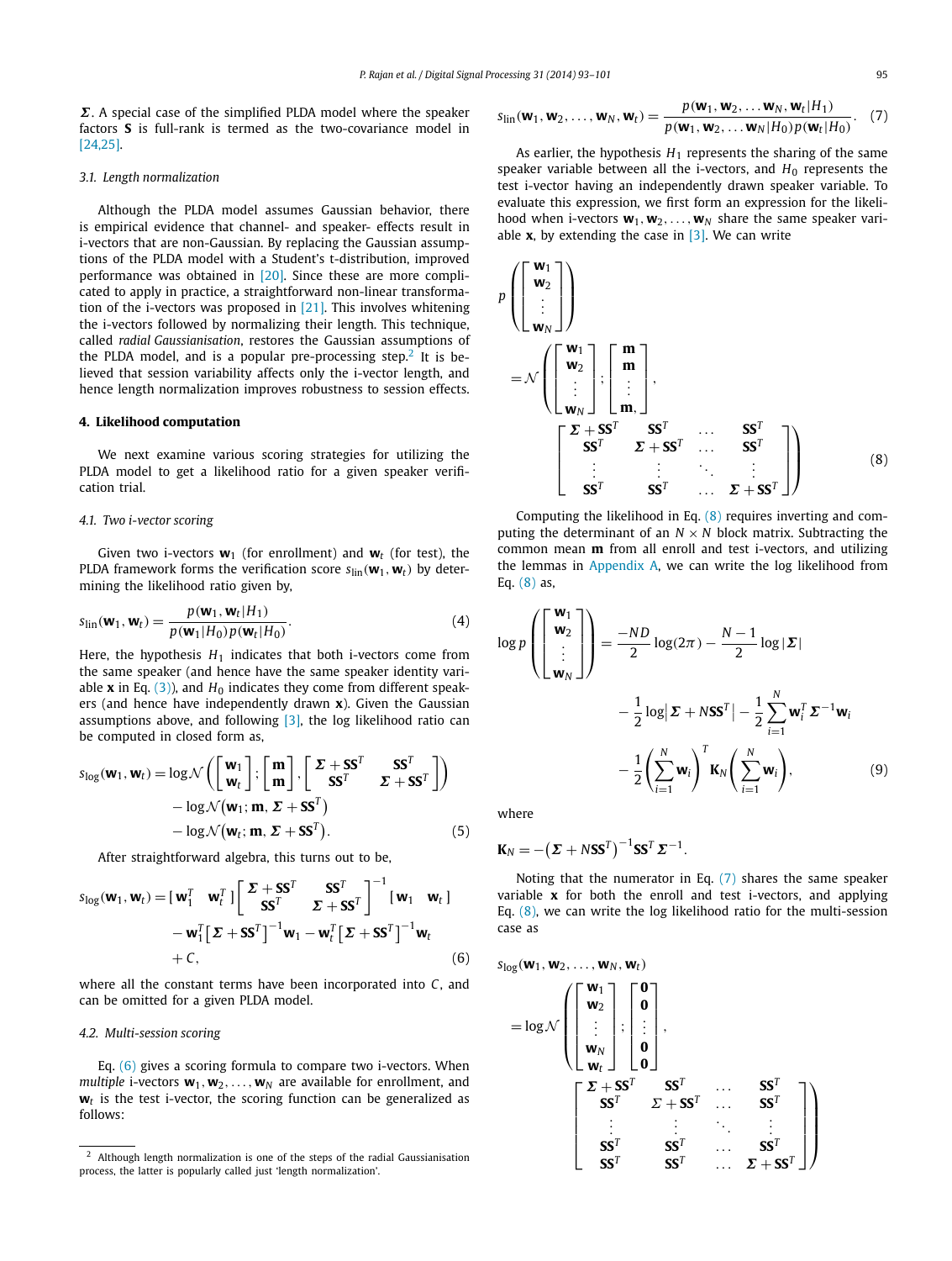$\boldsymbol{\Sigma}$. A special case of the simplified PLDA model where the speaker factors $\mathbf{S}$ is full-rank is termed as the two-covariance model in [24,25].

### 3.1. Length normalization

Although the PLDA model assumes Gaussian behavior, there is empirical evidence that channel- and speaker- effects result in i-vectors that are non-Gaussian. By replacing the Gaussian assumptions of the PLDA model with a Student's t-distribution, improved performance was obtained in [20]. Since these are more complicated to apply in practice, a straightforward non-linear transformation of the i-vectors was proposed in [21]. This involves whitening the i-vectors followed by normalizing their length. This technique, called *radial Gaussianisation*, restores the Gaussian assumptions of the PLDA model, and is a popular pre-processing step.[2] It is believed that session variability affects only the i-vector length, and hence length normalization improves robustness to session effects.

## 4. Likelihood computation

We next examine various scoring strategies for utilizing the PLDA model to get a likelihood ratio for a given speaker verification trial.

### 4.1. Two i-vector scoring

Given two i-vectors $\mathbf{w}_1$ (for enrollment) and $\mathbf{w}_t$ (for test), the PLDA framework forms the verification score $s_{\text{lin}}(\mathbf{w}_1, \mathbf{w}_t)$ by determining the likelihood ratio given by,

$$s_{\text{lin}}(\mathbf{w}_1, \mathbf{w}_t) = \frac{p(\mathbf{w}_1, \mathbf{w}_t | H_1)}{p(\mathbf{w}_1 | H_0)\, p(\mathbf{w}_t | H_0)}. \tag{4}$$

Here, the hypothesis $H_1$ indicates that both i-vectors come from the same speaker (and hence have the same speaker identity variable $\mathbf{x}$ in Eq. (3)), and $H_0$ indicates they come from different speakers (and hence have independently drawn $\mathbf{x}$). Given the Gaussian assumptions above, and following [3], the log likelihood ratio can be computed in closed form as,

$$\begin{aligned} s_{\log}(\mathbf{w}_1, \mathbf{w}_t) = {} & \log \mathcal{N}\left( \begin{bmatrix} \mathbf{w}_1 \\ \mathbf{w}_t \end{bmatrix} ; \begin{bmatrix} \mathbf{m} \\ \mathbf{m} \end{bmatrix}, \begin{bmatrix} \boldsymbol{\Sigma} + \mathbf{S}\mathbf{S}^T & \mathbf{S}\mathbf{S}^T \\ \mathbf{S}\mathbf{S}^T & \boldsymbol{\Sigma} + \mathbf{S}\mathbf{S}^T \end{bmatrix} \right) \\ & - \log \mathcal{N}\left(\mathbf{w}_1; \mathbf{m}, \boldsymbol{\Sigma} + \mathbf{S}\mathbf{S}^T\right) \\ & - \log \mathcal{N}\left(\mathbf{w}_t; \mathbf{m}, \boldsymbol{\Sigma} + \mathbf{S}\mathbf{S}^T\right). \end{aligned} \tag{5}$$

After straightforward algebra, this turns out to be,

$$\begin{aligned} s_{\log}(\mathbf{w}_1, \mathbf{w}_t) = {} & \begin{bmatrix} \mathbf{w}_1^T & \mathbf{w}_t^T \end{bmatrix} \begin{bmatrix} \boldsymbol{\Sigma} + \mathbf{S}\mathbf{S}^T & \mathbf{S}\mathbf{S}^T \\ \mathbf{S}\mathbf{S}^T & \boldsymbol{\Sigma} + \mathbf{S}\mathbf{S}^T \end{bmatrix}^{-1} \begin{bmatrix} \mathbf{w}_1 & \mathbf{w}_t \end{bmatrix} \\ & - \mathbf{w}_1^T \left[\boldsymbol{\Sigma} + \mathbf{S}\mathbf{S}^T\right]^{-1} \mathbf{w}_1 - \mathbf{w}_t^T \left[\boldsymbol{\Sigma} + \mathbf{S}\mathbf{S}^T\right]^{-1} \mathbf{w}_t \\ & + C, \end{aligned} \tag{6}$$

where all the constant terms have been incorporated into $C$, and can be omitted for a given PLDA model.

### 4.2. Multi-session scoring

Eq. (6) gives a scoring formula to compare two i-vectors. When *multiple* i-vectors $\mathbf{w}_1, \mathbf{w}_2, \ldots, \mathbf{w}_N$ are available for enrollment, and $\mathbf{w}_t$ is the test i-vector, the scoring function can be generalized as follows:

$$s_{\text{lin}}(\mathbf{w}_1, \mathbf{w}_2, \ldots, \mathbf{w}_N, \mathbf{w}_t) = \frac{p(\mathbf{w}_1, \mathbf{w}_2, \ldots \mathbf{w}_N, \mathbf{w}_t | H_1)}{p(\mathbf{w}_1, \mathbf{w}_2, \ldots \mathbf{w}_N | H_0)\, p(\mathbf{w}_t | H_0)}. \tag{7}$$

As earlier, the hypothesis $H_1$ represents the sharing of the same speaker variable between all the i-vectors, and $H_0$ represents the test i-vector having an independently drawn speaker variable. To evaluate this expression, we first form an expression for the likelihood when i-vectors $\mathbf{w}_1, \mathbf{w}_2, \ldots, \mathbf{w}_N$ share the same speaker variable $\mathbf{x}$, by extending the case in [3]. We can write

$$\begin{aligned} & p\left( \begin{bmatrix} \mathbf{w}_1 \\ \mathbf{w}_2 \\ \vdots \\ \mathbf{w}_N \end{bmatrix} \right) \\ & = \mathcal{N}\left( \begin{bmatrix} \mathbf{w}_1 \\ \mathbf{w}_2 \\ \vdots \\ \mathbf{w}_N \end{bmatrix} ; \begin{bmatrix} \mathbf{m} \\ \mathbf{m} \\ \vdots \\ \mathbf{m}, \end{bmatrix}, \begin{bmatrix} \boldsymbol{\Sigma} + \mathbf{S}\mathbf{S}^T & \mathbf{S}\mathbf{S}^T & \ldots & \mathbf{S}\mathbf{S}^T \\ \mathbf{S}\mathbf{S}^T & \boldsymbol{\Sigma} + \mathbf{S}\mathbf{S}^T & \ldots & \mathbf{S}\mathbf{S}^T \\ \vdots & \vdots & \ddots & \vdots \\ \mathbf{S}\mathbf{S}^T & \mathbf{S}\mathbf{S}^T & \ldots & \boldsymbol{\Sigma} + \mathbf{S}\mathbf{S}^T \end{bmatrix} \right) \end{aligned} \tag{8}$$

Computing the likelihood in Eq. (8) requires inverting and computing the determinant of an $N \times N$ block matrix. Subtracting the common mean $\mathbf{m}$ from all enroll and test i-vectors, and utilizing the lemmas in Appendix A, we can write the log likelihood from Eq. (8) as,

$$\begin{aligned} \log p\left( \begin{bmatrix} \mathbf{w}_1 \\ \mathbf{w}_2 \\ \vdots \\ \mathbf{w}_N \end{bmatrix} \right) = {} & \frac{-ND}{2} \log(2\pi) - \frac{N-1}{2} \log|\boldsymbol{\Sigma}| \\ & - \frac{1}{2} \log\left|\boldsymbol{\Sigma} + N\mathbf{S}\mathbf{S}^T\right| - \frac{1}{2} \sum_{i=1}^{N} \mathbf{w}_i^T \boldsymbol{\Sigma}^{-1} \mathbf{w}_i \\ & - \frac{1}{2} \left(\sum_{i=1}^{N} \mathbf{w}_i\right)^T \mathbf{K}_N \left(\sum_{i=1}^{N} \mathbf{w}_i\right), \end{aligned} \tag{9}$$

where

$$\mathbf{K}_N = -\left(\boldsymbol{\Sigma} + N\mathbf{S}\mathbf{S}^T\right)^{-1} \mathbf{S}\mathbf{S}^T \boldsymbol{\Sigma}^{-1}.$$

Noting that the numerator in Eq. (7) shares the same speaker variable $\mathbf{x}$ for both the enroll and test i-vectors, and applying Eq. (8), we can write the log likelihood ratio for the multi-session case as

$$\begin{aligned} & s_{\log}(\mathbf{w}_1, \mathbf{w}_2, \ldots, \mathbf{w}_N, \mathbf{w}_t) \\ & = \log \mathcal{N}\left( \begin{bmatrix} \mathbf{w}_1 \\ \mathbf{w}_2 \\ \vdots \\ \mathbf{w}_N \\ \mathbf{w}_t \end{bmatrix} ; \begin{bmatrix} \mathbf{0} \\ \mathbf{0} \\ \vdots \\ \mathbf{0} \\ \mathbf{0} \end{bmatrix}, \begin{bmatrix} \boldsymbol{\Sigma} + \mathbf{S}\mathbf{S}^T & \mathbf{S}\mathbf{S}^T & \ldots & \mathbf{S}\mathbf{S}^T \\ \mathbf{S}\mathbf{S}^T & \boldsymbol{\Sigma} + \mathbf{S}\mathbf{S}^T & \ldots & \mathbf{S}\mathbf{S}^T \\ \vdots & \vdots & \ddots & \vdots \\ \mathbf{S}\mathbf{S}^T & \mathbf{S}\mathbf{S}^T & \ldots & \mathbf{S}\mathbf{S}^T \\ \mathbf{S}\mathbf{S}^T & \mathbf{S}\mathbf{S}^T & \ldots & \boldsymbol{\Sigma} + \mathbf{S}\mathbf{S}^T \end{bmatrix} \right) \end{aligned}$$

---

[2] Although length normalization is one of the steps of the radial Gaussianisation process, the latter is popularly called just 'length normalization'.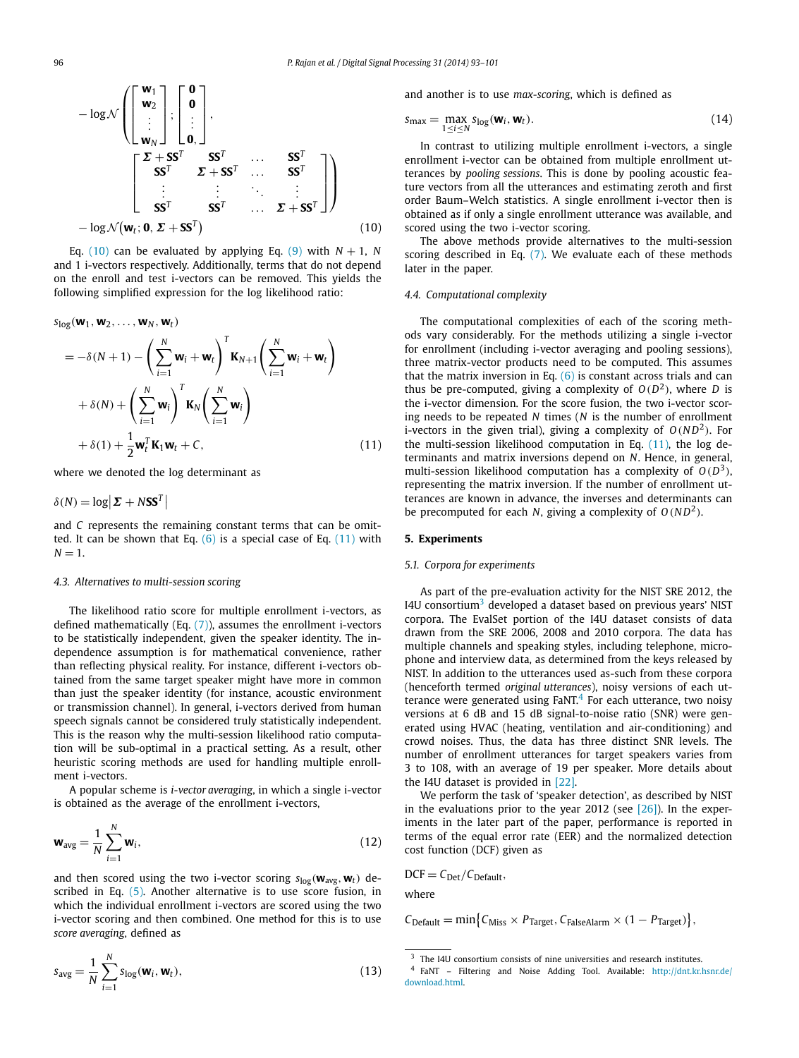$$
-\log \mathcal{N}\left(\begin{bmatrix}\mathbf{w}_1\\ \mathbf{w}_2\\ \vdots\\ \mathbf{w}_N\end{bmatrix};\begin{bmatrix}\mathbf{0}\\ \mathbf{0}\\ \vdots\\ \mathbf{0},\end{bmatrix},\begin{bmatrix}\boldsymbol{\Sigma}+\mathbf{SS}^T & \mathbf{SS}^T & \dots & \mathbf{SS}^T\\ \mathbf{SS}^T & \boldsymbol{\Sigma}+\mathbf{SS}^T & \dots & \mathbf{SS}^T\\ \vdots & \vdots & \ddots & \vdots\\ \mathbf{SS}^T & \mathbf{SS}^T & \dots & \boldsymbol{\Sigma}+\mathbf{SS}^T\end{bmatrix}\right)
$$
$$
-\log \mathcal{N}\left(\mathbf{w}_t;\mathbf{0},\boldsymbol{\Sigma}+\mathbf{SS}^T\right) \tag{10}
$$

Eq. (10) can be evaluated by applying Eq. (9) with $N+1$, $N$ and 1 i-vectors respectively. Additionally, terms that do not depend on the enroll and test i-vectors can be removed. This yields the following simplified expression for the log likelihood ratio:

$$
\begin{aligned}
&s_{\log}(\mathbf{w}_1,\mathbf{w}_2,\dots,\mathbf{w}_N,\mathbf{w}_t)\\
&= -\delta(N+1) - \left(\sum_{i=1}^{N}\mathbf{w}_i+\mathbf{w}_t\right)^T \mathbf{K}_{N+1}\left(\sum_{i=1}^{N}\mathbf{w}_i+\mathbf{w}_t\right)\\
&\quad + \delta(N) + \left(\sum_{i=1}^{N}\mathbf{w}_i\right)^T \mathbf{K}_N\left(\sum_{i=1}^{N}\mathbf{w}_i\right)\\
&\quad + \delta(1) + \frac{1}{2}\mathbf{w}_t^T\mathbf{K}_1\mathbf{w}_t + C,
\end{aligned} \tag{11}
$$

where we denoted the log determinant as

$$
\delta(N) = \log\left|\boldsymbol{\Sigma}+N\mathbf{SS}^T\right|
$$

and $C$ represents the remaining constant terms that can be omitted. It can be shown that Eq. (6) is a special case of Eq. (11) with $N=1$.

### 4.3. Alternatives to multi-session scoring

The likelihood ratio score for multiple enrollment i-vectors, as defined mathematically (Eq. (7)), assumes the enrollment i-vectors to be statistically independent, given the speaker identity. The independence assumption is for mathematical convenience, rather than reflecting physical reality. For instance, different i-vectors obtained from the same target speaker might have more in common than just the speaker identity (for instance, acoustic environment or transmission channel). In general, i-vectors derived from human speech signals cannot be considered truly statistically independent. This is the reason why the multi-session likelihood ratio computation will be sub-optimal in a practical setting. As a result, other heuristic scoring methods are used for handling multiple enrollment i-vectors.

A popular scheme is *i-vector averaging*, in which a single i-vector is obtained as the average of the enrollment i-vectors,

$$
\mathbf{w}_{\text{avg}} = \frac{1}{N}\sum_{i=1}^{N}\mathbf{w}_i, \tag{12}
$$

and then scored using the two i-vector scoring $s_{\log}(\mathbf{w}_{\text{avg}},\mathbf{w}_t)$ described in Eq. (5). Another alternative is to use score fusion, in which the individual enrollment i-vectors are scored using the two i-vector scoring and then combined. One method for this is to use *score averaging*, defined as

$$
s_{\text{avg}} = \frac{1}{N}\sum_{i=1}^{N}s_{\log}(\mathbf{w}_i,\mathbf{w}_t), \tag{13}
$$

and another is to use *max-scoring*, which is defined as

$$
s_{\max} = \max_{1\le i\le N} s_{\log}(\mathbf{w}_i,\mathbf{w}_t). \tag{14}
$$

In contrast to utilizing multiple enrollment i-vectors, a single enrollment i-vector can be obtained from multiple enrollment utterances by *pooling sessions*. This is done by pooling acoustic feature vectors from all the utterances and estimating zeroth and first order Baum–Welch statistics. A single enrollment i-vector then is obtained as if only a single enrollment utterance was available, and scored using the two i-vector scoring.

The above methods provide alternatives to the multi-session scoring described in Eq. (7). We evaluate each of these methods later in the paper.

### 4.4. Computational complexity

The computational complexities of each of the scoring methods vary considerably. For the methods utilizing a single i-vector for enrollment (including i-vector averaging and pooling sessions), three matrix-vector products need to be computed. This assumes that the matrix inversion in Eq. (6) is constant across trials and can thus be pre-computed, giving a complexity of $O(D^2)$, where $D$ is the i-vector dimension. For the score fusion, the two i-vector scoring needs to be repeated $N$ times ($N$ is the number of enrollment i-vectors in the given trial), giving a complexity of $O(ND^2)$. For the multi-session likelihood computation in Eq. (11), the log determinants and matrix inversions depend on $N$. Hence, in general, multi-session likelihood computation has a complexity of $O(D^3)$, representing the matrix inversion. If the number of enrollment utterances are known in advance, the inverses and determinants can be precomputed for each $N$, giving a complexity of $O(ND^2)$.

## 5. Experiments

### 5.1. Corpora for experiments

As part of the pre-evaluation activity for the NIST SRE 2012, the I4U consortium[3] developed a dataset based on previous years' NIST corpora. The EvalSet portion of the I4U dataset consists of data drawn from the SRE 2006, 2008 and 2010 corpora. The data has multiple channels and speaking styles, including telephone, microphone and interview data, as determined from the keys released by NIST. In addition to the utterances used as-such from these corpora (henceforth termed *original utterances*), noisy versions of each utterance were generated using FaNT.[4] For each utterance, two noisy versions at 6 dB and 15 dB signal-to-noise ratio (SNR) were generated using HVAC (heating, ventilation and air-conditioning) and crowd noises. Thus, the data has three distinct SNR levels. The number of enrollment utterances for target speakers varies from 3 to 108, with an average of 19 per speaker. More details about the I4U dataset is provided in [22].

We perform the task of 'speaker detection', as described by NIST in the evaluations prior to the year 2012 (see [26]). In the experiments in the later part of the paper, performance is reported in terms of the equal error rate (EER) and the normalized detection cost function (DCF) given as

$$
\text{DCF} = C_{\text{Det}}/C_{\text{Default}},
$$

where

$$
C_{\text{Default}} = \min\left\{C_{\text{Miss}}\times P_{\text{Target}},\, C_{\text{FalseAlarm}}\times(1-P_{\text{Target}})\right\},
$$

[3] The I4U consortium consists of nine universities and research institutes.

[4] FaNT – Filtering and Noise Adding Tool. Available: http://dnt.kr.hsnr.de/download.html.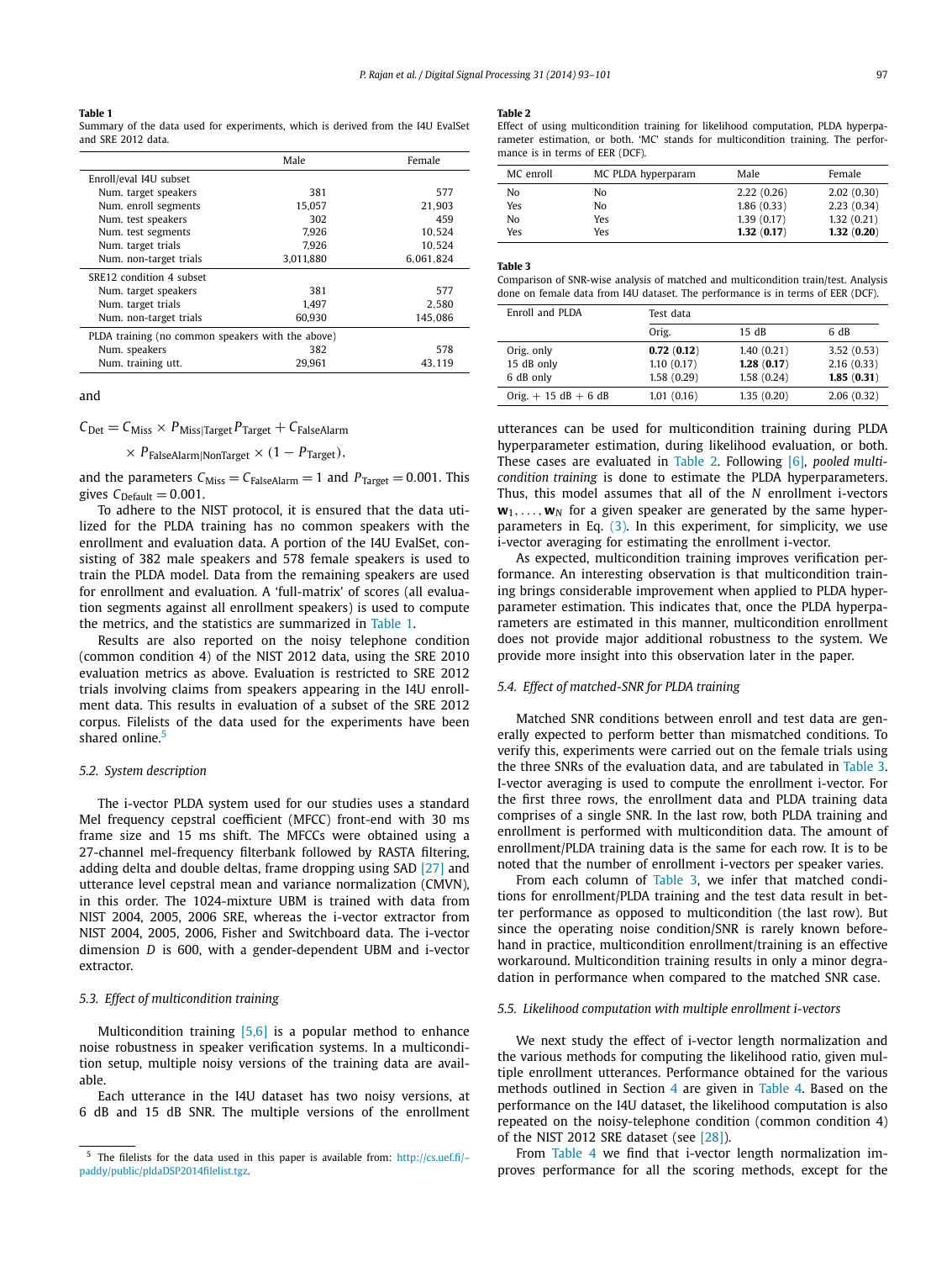**Table 1**
Summary of the data used for experiments, which is derived from the I4U EvalSet and SRE 2012 data.

| | Male | Female |
|---|---|---|
| Enroll/eval I4U subset | | |
| Num. target speakers | 381 | 577 |
| Num. enroll segments | 15,057 | 21,903 |
| Num. test speakers | 302 | 459 |
| Num. test segments | 7,926 | 10,524 |
| Num. target trials | 7,926 | 10,524 |
| Num. non-target trials | 3,011,880 | 6,061,824 |
| SRE12 condition 4 subset | | |
| Num. target speakers | 381 | 577 |
| Num. target trials | 1,497 | 2,580 |
| Num. non-target trials | 60,930 | 145,086 |
| PLDA training (no common speakers with the above) | | |
| Num. speakers | 382 | 578 |
| Num. training utt. | 29,961 | 43,119 |

and

$$C_{\text{Det}} = C_{\text{Miss}} \times P_{\text{Miss|Target}} P_{\text{Target}} + C_{\text{FalseAlarm}} \times P_{\text{FalseAlarm|NonTarget}} \times (1 - P_{\text{Target}}),$$

and the parameters $C_{\text{Miss}} = C_{\text{FalseAlarm}} = 1$ and $P_{\text{Target}} = 0.001$. This gives $C_{\text{Default}} = 0.001$.

To adhere to the NIST protocol, it is ensured that the data utilized for the PLDA training has no common speakers with the enrollment and evaluation data. A portion of the I4U EvalSet, consisting of 382 male speakers and 578 female speakers is used to train the PLDA model. Data from the remaining speakers are used for enrollment and evaluation. A 'full-matrix' of scores (all evaluation segments against all enrollment speakers) is used to compute the metrics, and the statistics are summarized in Table 1.

Results are also reported on the noisy telephone condition (common condition 4) of the NIST 2012 data, using the SRE 2010 evaluation metrics as above. Evaluation is restricted to SRE 2012 trials involving claims from speakers appearing in the I4U enrollment data. This results in evaluation of a subset of the SRE 2012 corpus. Filelists of the data used for the experiments have been shared online.[5]

### 5.2. System description

The i-vector PLDA system used for our studies uses a standard Mel frequency cepstral coefficient (MFCC) front-end with 30 ms frame size and 15 ms shift. The MFCCs were obtained using a 27-channel mel-frequency filterbank followed by RASTA filtering, adding delta and double deltas, frame dropping using SAD [27] and utterance level cepstral mean and variance normalization (CMVN), in this order. The 1024-mixture UBM is trained with data from NIST 2004, 2005, 2006 SRE, whereas the i-vector extractor from NIST 2004, 2005, 2006, Fisher and Switchboard data. The i-vector dimension $D$ is 600, with a gender-dependent UBM and i-vector extractor.

### 5.3. Effect of multicondition training

Multicondition training [5,6] is a popular method to enhance noise robustness in speaker verification systems. In a multicondition setup, multiple noisy versions of the training data are available.

Each utterance in the I4U dataset has two noisy versions, at 6 dB and 15 dB SNR. The multiple versions of the enrollment utterances can be used for multicondition training during PLDA hyperparameter estimation, during likelihood evaluation, or both. These cases are evaluated in Table 2. Following [6], *pooled multicondition training* is done to estimate the PLDA hyperparameters. Thus, this model assumes that all of the $N$ enrollment i-vectors $\mathbf{w}_1, \ldots, \mathbf{w}_N$ for a given speaker are generated by the same hyperparameters in Eq. (3). In this experiment, for simplicity, we use i-vector averaging for estimating the enrollment i-vector.

**Table 2**
Effect of using multicondition training for likelihood computation, PLDA hyperparameter estimation, or both. 'MC' stands for multicondition training. The performance is in terms of EER (DCF).

| MC enroll | MC PLDA hyperparam | Male | Female |
|---|---|---|---|
| No | No | 2.22 (0.26) | 2.02 (0.30) |
| Yes | No | 1.86 (0.33) | 2.23 (0.34) |
| No | Yes | 1.39 (0.17) | 1.32 (0.21) |
| Yes | Yes | **1.32** (**0.17**) | **1.32** (**0.20**) |

As expected, multicondition training improves verification performance. An interesting observation is that multicondition training brings considerable improvement when applied to PLDA hyperparameter estimation. This indicates that, once the PLDA hyperparameters are estimated in this manner, multicondition enrollment does not provide major additional robustness to the system. We provide more insight into this observation later in the paper.

### 5.4. Effect of matched-SNR for PLDA training

Matched SNR conditions between enroll and test data are generally expected to perform better than mismatched conditions. To verify this, experiments were carried out on the female trials using the three SNRs of the evaluation data, and are tabulated in Table 3. I-vector averaging is used to compute the enrollment i-vector. For the first three rows, the enrollment data and PLDA training data comprises of a single SNR. In the last row, both PLDA training and enrollment is performed with multicondition data. The amount of enrollment/PLDA training data is the same for each row. It is to be noted that the number of enrollment i-vectors per speaker varies.

**Table 3**
Comparison of SNR-wise analysis of matched and multicondition train/test. Analysis done on female data from I4U dataset. The performance is in terms of EER (DCF).

| Enroll and PLDA | Test data | | |
|---|---|---|---|
| | Orig. | 15 dB | 6 dB |
| Orig. only | **0.72** (**0.12**) | 1.40 (0.21) | 3.52 (0.53) |
| 15 dB only | 1.10 (0.17) | **1.28** (**0.17**) | 2.16 (0.33) |
| 6 dB only | 1.58 (0.29) | 1.58 (0.24) | **1.85** (**0.31**) |
| Orig. + 15 dB + 6 dB | 1.01 (0.16) | 1.35 (0.20) | 2.06 (0.32) |

From each column of Table 3, we infer that matched conditions for enrollment/PLDA training and the test data result in better performance as opposed to multicondition (the last row). But since the operating noise condition/SNR is rarely known beforehand in practice, multicondition enrollment/training is an effective workaround. Multicondition training results in only a minor degradation in performance when compared to the matched SNR case.

### 5.5. Likelihood computation with multiple enrollment i-vectors

We next study the effect of i-vector length normalization and the various methods for computing the likelihood ratio, given multiple enrollment utterances. Performance obtained for the various methods outlined in Section 4 are given in Table 4. Based on the performance on the I4U dataset, the likelihood computation is also repeated on the noisy-telephone condition (common condition 4) of the NIST 2012 SRE dataset (see [28]).

From Table 4 we find that i-vector length normalization improves performance for all the scoring methods, except for the

[5] The filelists for the data used in this paper is available from: http://cs.uef.fi/~paddy/public/pldaDSP2014filelist.tgz.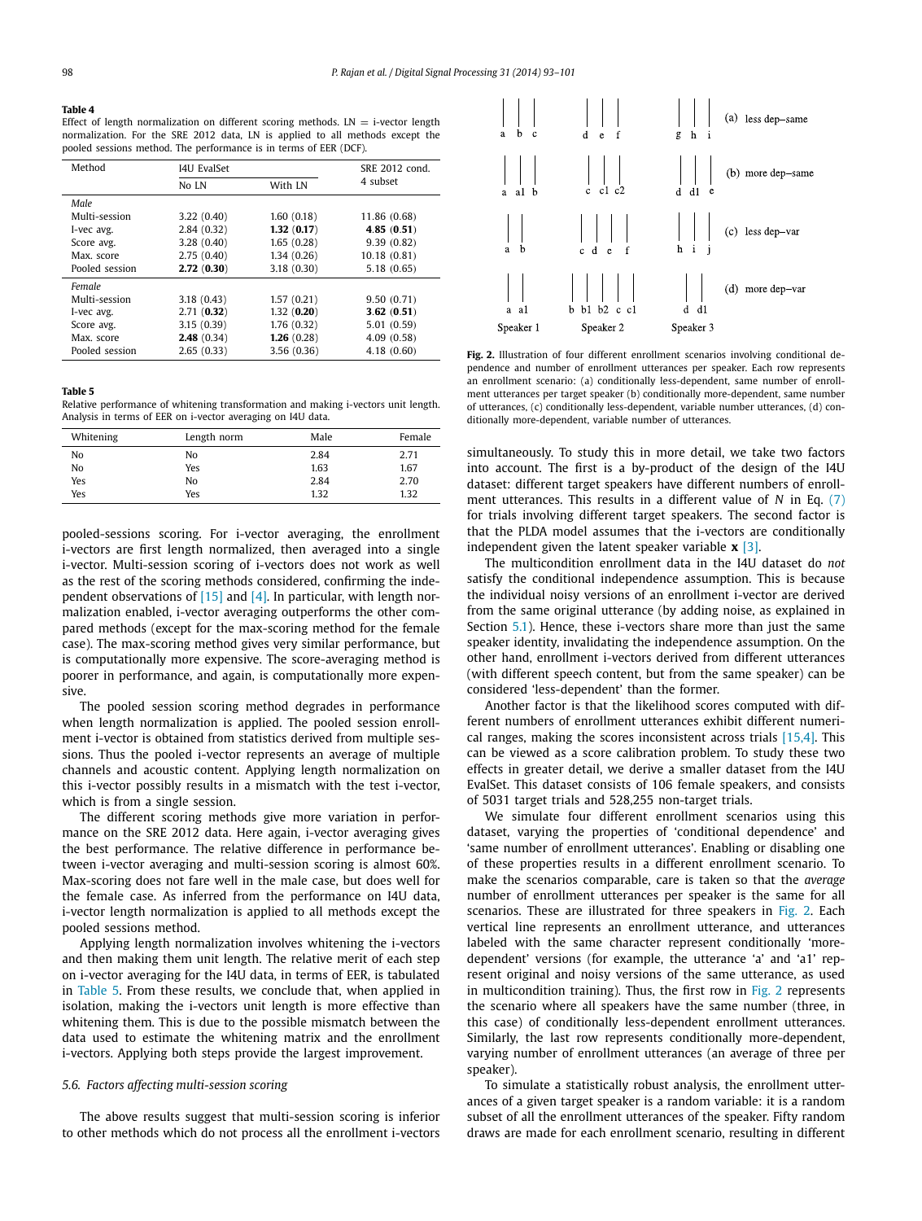**Table 4**
Effect of length normalization on different scoring methods. LN = i-vector length normalization. For the SRE 2012 data, LN is applied to all methods except the pooled sessions method. The performance is in terms of EER (DCF).

| Method | I4U EvalSet | | SRE 2012 cond. 4 subset |
|---|---|---|---|
| | No LN | With LN | |
| *Male* | | | |
| Multi-session | 3.22 (0.40) | 1.60 (0.18) | 11.86 (0.68) |
| I-vec avg. | 2.84 (0.32) | **1.32** (**0.17**) | **4.85** (**0.51**) |
| Score avg. | 3.28 (0.40) | 1.65 (0.28) | 9.39 (0.82) |
| Max. score | 2.75 (0.40) | 1.34 (0.26) | 10.18 (0.81) |
| Pooled session | **2.72** (**0.30**) | 3.18 (0.30) | 5.18 (0.65) |
| *Female* | | | |
| Multi-session | 3.18 (0.43) | 1.57 (0.21) | 9.50 (0.71) |
| I-vec avg. | 2.71 (**0.32**) | 1.32 (**0.20**) | **3.62** (**0.51**) |
| Score avg. | 3.15 (0.39) | 1.76 (0.32) | 5.01 (0.59) |
| Max. score | **2.48** (0.34) | **1.26** (0.28) | 4.09 (0.58) |
| Pooled session | 2.65 (0.33) | 3.56 (0.36) | 4.18 (0.60) |

**Table 5**
Relative performance of whitening transformation and making i-vectors unit length. Analysis in terms of EER on i-vector averaging on I4U data.

| Whitening | Length norm | Male | Female |
|---|---|---|---|
| No | No | 2.84 | 2.71 |
| No | Yes | 1.63 | 1.67 |
| Yes | No | 2.84 | 2.70 |
| Yes | Yes | 1.32 | 1.32 |

pooled-sessions scoring. For i-vector averaging, the enrollment i-vectors are first length normalized, then averaged into a single i-vector. Multi-session scoring of i-vectors does not work as well as the rest of the scoring methods considered, confirming the independent observations of [15] and [4]. In particular, with length normalization enabled, i-vector averaging outperforms the other compared methods (except for the max-scoring method for the female case). The max-scoring method gives very similar performance, but is computationally more expensive. The score-averaging method is poorer in performance, and again, is computationally more expensive.

The pooled session scoring method degrades in performance when length normalization is applied. The pooled session enrollment i-vector is obtained from statistics derived from multiple sessions. Thus the pooled i-vector represents an average of multiple channels and acoustic content. Applying length normalization on this i-vector possibly results in a mismatch with the test i-vector, which is from a single session.

The different scoring methods give more variation in performance on the SRE 2012 data. Here again, i-vector averaging gives the best performance. The relative difference in performance between i-vector averaging and multi-session scoring is almost 60%. Max-scoring does not fare well in the male case, but does well for the female case. As inferred from the performance on I4U data, i-vector length normalization is applied to all methods except the pooled sessions method.

Applying length normalization involves whitening the i-vectors and then making them unit length. The relative merit of each step on i-vector averaging for the I4U data, in terms of EER, is tabulated in Table 5. From these results, we conclude that, when applied in isolation, making the i-vectors unit length is more effective than whitening them. This is due to the possible mismatch between the data used to estimate the whitening matrix and the enrollment i-vectors. Applying both steps provide the largest improvement.

### 5.6. Factors affecting multi-session scoring

The above results suggest that multi-session scoring is inferior to other methods which do not process all the enrollment i-vectors simultaneously. To study this in more detail, we take two factors into account. The first is a by-product of the design of the I4U dataset: different target speakers have different numbers of enrollment utterances. This results in a different value of $N$ in Eq. (7) for trials involving different target speakers. The second factor is that the PLDA model assumes that the i-vectors are conditionally independent given the latent speaker variable $\mathbf{x}$ [3].

The multicondition enrollment data in the I4U dataset do *not* satisfy the conditional independence assumption. This is because the individual noisy versions of an enrollment i-vector are derived from the same original utterance (by adding noise, as explained in Section 5.1). Hence, these i-vectors share more than just the same speaker identity, invalidating the independence assumption. On the other hand, enrollment i-vectors derived from different utterances (with different speech content, but from the same speaker) can be considered 'less-dependent' than the former.

Another factor is that the likelihood scores computed with different numbers of enrollment utterances exhibit different numerical ranges, making the scores inconsistent across trials [15,4]. This can be viewed as a score calibration problem. To study these two effects in greater detail, we derive a smaller dataset from the I4U EvalSet. This dataset consists of 106 female speakers, and consists of 5031 target trials and 528,255 non-target trials.

We simulate four different enrollment scenarios using this dataset, varying the properties of 'conditional dependence' and 'same number of enrollment utterances'. Enabling or disabling one of these properties results in a different enrollment scenario. To make the scenarios comparable, care is taken so that the *average* number of enrollment utterances per speaker is the same for all scenarios. These are illustrated for three speakers in Fig. 2. Each vertical line represents an enrollment utterance, and utterances labeled with the same character represent conditionally 'more-dependent' versions (for example, the utterance 'a' and 'a1' represent original and noisy versions of the same utterance, as used in multicondition training). Thus, the first row in Fig. 2 represents the scenario where all speakers have the same number (three, in this case) of conditionally less-dependent enrollment utterances. Similarly, the last row represents conditionally more-dependent, varying number of enrollment utterances (an average of three per speaker).

To simulate a statistically robust analysis, the enrollment utterances of a given target speaker is a random variable: it is a random subset of all the enrollment utterances of the speaker. Fifty random draws are made for each enrollment scenario, resulting in different

**Fig. 2.** Illustration of four different enrollment scenarios involving conditional dependence and number of enrollment utterances per speaker. Each row represents an enrollment scenario: (a) conditionally less-dependent, same number of enrollment utterances per target speaker (b) conditionally more-dependent, same number of utterances, (c) conditionally less-dependent, variable number utterances, (d) conditionally more-dependent, variable number of utterances.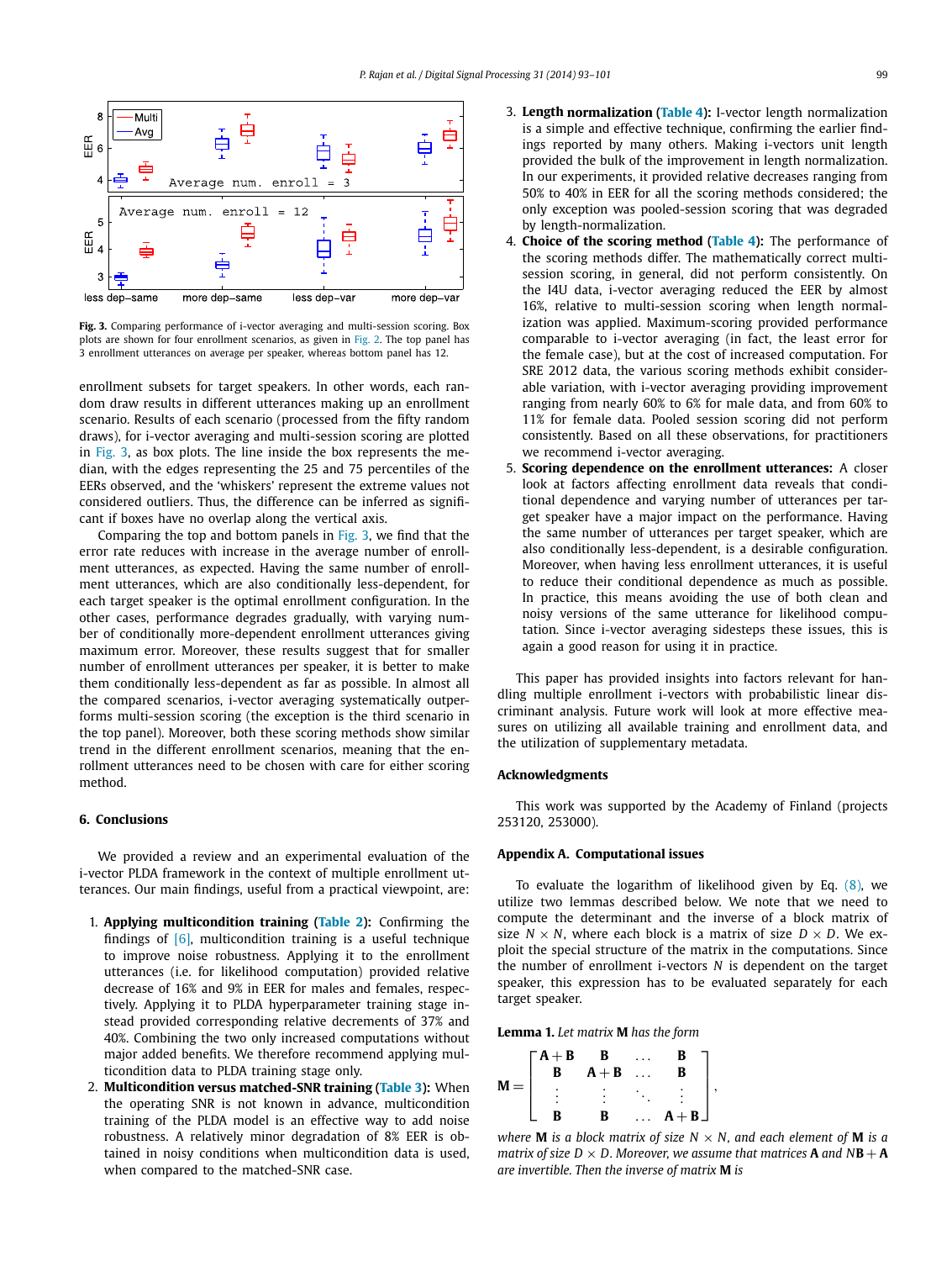**Fig. 3.** Comparing performance of i-vector averaging and multi-session scoring. Box plots are shown for four enrollment scenarios, as given in Fig. 2. The top panel has 3 enrollment utterances on average per speaker, whereas bottom panel has 12.

enrollment subsets for target speakers. In other words, each random draw results in different utterances making up an enrollment scenario. Results of each scenario (processed from the fifty random draws), for i-vector averaging and multi-session scoring are plotted in Fig. 3, as box plots. The line inside the box represents the median, with the edges representing the 25 and 75 percentiles of the EERs observed, and the 'whiskers' represent the extreme values not considered outliers. Thus, the difference can be inferred as significant if boxes have no overlap along the vertical axis.

Comparing the top and bottom panels in Fig. 3, we find that the error rate reduces with increase in the average number of enrollment utterances, as expected. Having the same number of enrollment utterances, which are also conditionally less-dependent, for each target speaker is the optimal enrollment configuration. In the other cases, performance degrades gradually, with varying number of conditionally more-dependent enrollment utterances giving maximum error. Moreover, these results suggest that for smaller number of enrollment utterances per speaker, it is better to make them conditionally less-dependent as far as possible. In almost all the compared scenarios, i-vector averaging systematically outperforms multi-session scoring (the exception is the third scenario in the top panel). Moreover, both these scoring methods show similar trend in the different enrollment scenarios, meaning that the enrollment utterances need to be chosen with care for either scoring method.

## 6. Conclusions

We provided a review and an experimental evaluation of the i-vector PLDA framework in the context of multiple enrollment utterances. Our main findings, useful from a practical viewpoint, are:

1. **Applying multicondition training (Table 2):** Confirming the findings of [6], multicondition training is a useful technique to improve noise robustness. Applying it to the enrollment utterances (i.e. for likelihood computation) provided relative decrease of 16% and 9% in EER for males and females, respectively. Applying it to PLDA hyperparameter training stage instead provided corresponding relative decrements of 37% and 40%. Combining the two only increased computations without major added benefits. We therefore recommend applying multicondition data to PLDA training stage only.
2. **Multicondition versus matched-SNR training (Table 3):** When the operating SNR is not known in advance, multicondition training of the PLDA model is an effective way to add noise robustness. A relatively minor degradation of 8% EER is obtained in noisy conditions when multicondition data is used, when compared to the matched-SNR case.
3. **Length normalization (Table 4):** I-vector length normalization is a simple and effective technique, confirming the earlier findings reported by many others. Making i-vectors unit length provided the bulk of the improvement in length normalization. In our experiments, it provided relative decreases ranging from 50% to 40% in EER for all the scoring methods considered; the only exception was pooled-session scoring that was degraded by length-normalization.
4. **Choice of the scoring method (Table 4):** The performance of the scoring methods differ. The mathematically correct multi-session scoring, in general, did not perform consistently. On the I4U data, i-vector averaging reduced the EER by almost 16%, relative to multi-session scoring when length normalization was applied. Maximum-scoring provided performance comparable to i-vector averaging (in fact, the least error for the female case), but at the cost of increased computation. For SRE 2012 data, the various scoring methods exhibit considerable variation, with i-vector averaging providing improvement ranging from nearly 60% to 6% for male data, and from 60% to 11% for female data. Pooled session scoring did not perform consistently. Based on all these observations, for practitioners we recommend i-vector averaging.
5. **Scoring dependence on the enrollment utterances:** A closer look at factors affecting enrollment data reveals that conditional dependence and varying number of utterances per target speaker have a major impact on the performance. Having the same number of utterances per target speaker, which are also conditionally less-dependent, is a desirable configuration. Moreover, when having less enrollment utterances, it is useful to reduce their conditional dependence as much as possible. In practice, this means avoiding the use of both clean and noisy versions of the same utterance for likelihood computation. Since i-vector averaging sidesteps these issues, this is again a good reason for using it in practice.

This paper has provided insights into factors relevant for handling multiple enrollment i-vectors with probabilistic linear discriminant analysis. Future work will look at more effective measures on utilizing all available training and enrollment data, and the utilization of supplementary metadata.

## Acknowledgments

This work was supported by the Academy of Finland (projects 253120, 253000).

## Appendix A. Computational issues

To evaluate the logarithm of likelihood given by Eq. (8), we utilize two lemmas described below. We note that we need to compute the determinant and the inverse of a block matrix of size $N \times N$, where each block is a matrix of size $D \times D$. We exploit the special structure of the matrix in the computations. Since the number of enrollment i-vectors $N$ is dependent on the target speaker, this expression has to be evaluated separately for each target speaker.

**Lemma 1.** *Let matrix* $\mathbf{M}$ *has the form*

$$\mathbf{M} = \begin{bmatrix} \mathbf{A}+\mathbf{B} & \mathbf{B} & \cdots & \mathbf{B} \\ \mathbf{B} & \mathbf{A}+\mathbf{B} & \cdots & \mathbf{B} \\ \vdots & \vdots & \ddots & \vdots \\ \mathbf{B} & \mathbf{B} & \cdots & \mathbf{A}+\mathbf{B} \end{bmatrix},$$

*where* $\mathbf{M}$ *is a block matrix of size* $N \times N$*, and each element of* $\mathbf{M}$ *is a matrix of size* $D \times D$*. Moreover, we assume that matrices* $\mathbf{A}$ *and* $N\mathbf{B} + \mathbf{A}$ *are invertible. Then the inverse of matrix* $\mathbf{M}$ *is*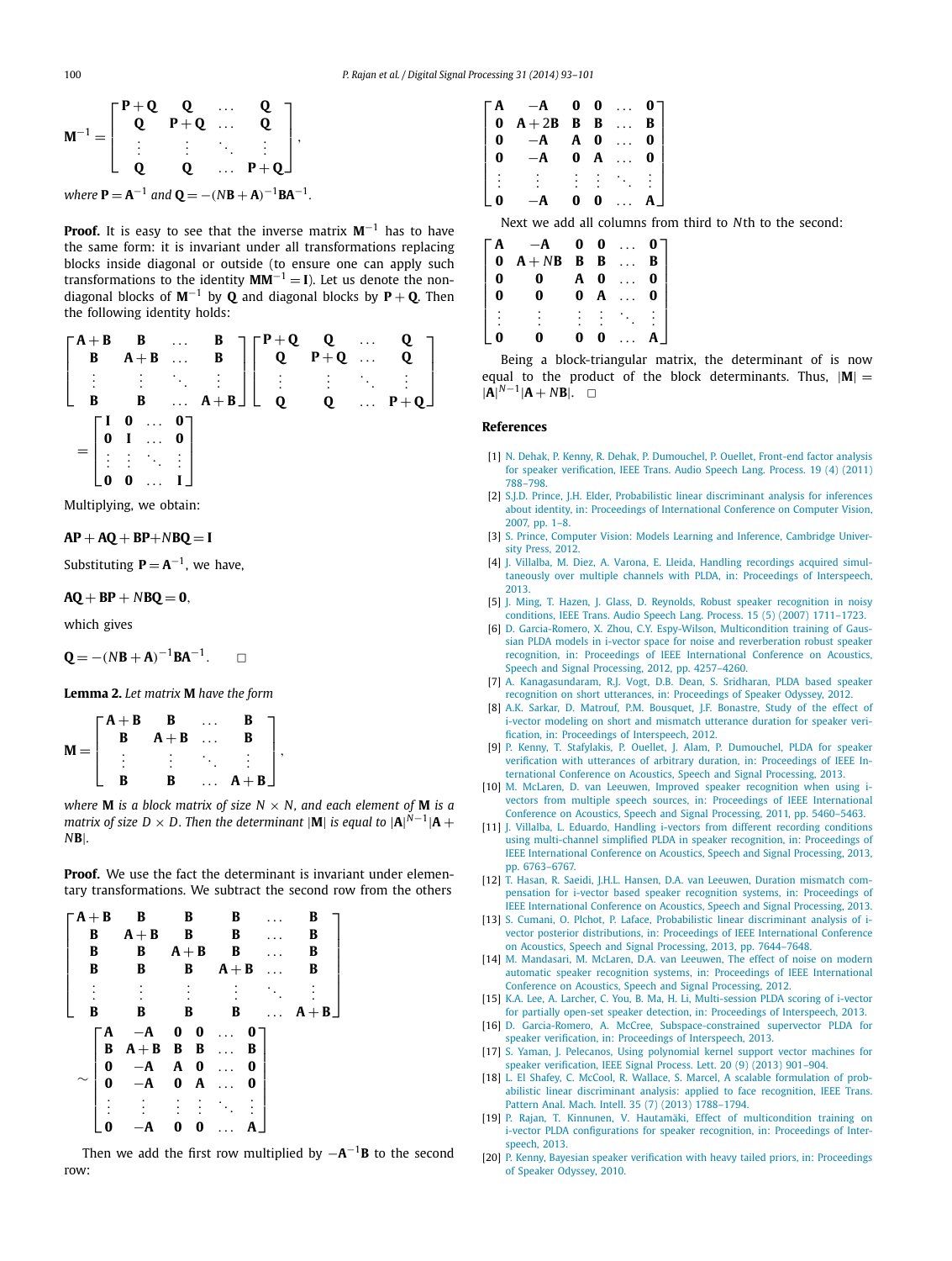$$
\mathbf{M}^{-1} = \begin{bmatrix} \mathbf{P}+\mathbf{Q} & \mathbf{Q} & \dots & \mathbf{Q} \\ \mathbf{Q} & \mathbf{P}+\mathbf{Q} & \dots & \mathbf{Q} \\ \vdots & \vdots & \ddots & \vdots \\ \mathbf{Q} & \mathbf{Q} & \dots & \mathbf{P}+\mathbf{Q} \end{bmatrix},
$$

*where* $\mathbf{P} = \mathbf{A}^{-1}$ *and* $\mathbf{Q} = -(N\mathbf{B}+\mathbf{A})^{-1}\mathbf{B}\mathbf{A}^{-1}$.

**Proof.** It is easy to see that the inverse matrix $\mathbf{M}^{-1}$ has to have the same form: it is invariant under all transformations replacing blocks inside diagonal or outside (to ensure one can apply such transformations to the identity $\mathbf{M}\mathbf{M}^{-1} = \mathbf{I}$). Let us denote the non-diagonal blocks of $\mathbf{M}^{-1}$ by $\mathbf{Q}$ and diagonal blocks by $\mathbf{P}+\mathbf{Q}$. Then the following identity holds:

$$
\begin{bmatrix} \mathbf{A}+\mathbf{B} & \mathbf{B} & \dots & \mathbf{B} \\ \mathbf{B} & \mathbf{A}+\mathbf{B} & \dots & \mathbf{B} \\ \vdots & \vdots & \ddots & \vdots \\ \mathbf{B} & \mathbf{B} & \dots & \mathbf{A}+\mathbf{B} \end{bmatrix} \begin{bmatrix} \mathbf{P}+\mathbf{Q} & \mathbf{Q} & \dots & \mathbf{Q} \\ \mathbf{Q} & \mathbf{P}+\mathbf{Q} & \dots & \mathbf{Q} \\ \vdots & \vdots & \ddots & \vdots \\ \mathbf{Q} & \mathbf{Q} & \dots & \mathbf{P}+\mathbf{Q} \end{bmatrix} = \begin{bmatrix} \mathbf{I} & \mathbf{0} & \dots & \mathbf{0} \\ \mathbf{0} & \mathbf{I} & \dots & \mathbf{0} \\ \vdots & \vdots & \ddots & \vdots \\ \mathbf{0} & \mathbf{0} & \dots & \mathbf{I} \end{bmatrix}
$$

Multiplying, we obtain:

$$
\mathbf{AP}+\mathbf{AQ}+\mathbf{BP}+N\mathbf{BQ} = \mathbf{I}
$$

Substituting $\mathbf{P} = \mathbf{A}^{-1}$, we have,

$$
\mathbf{AQ}+\mathbf{BP}+N\mathbf{BQ} = \mathbf{0},
$$

which gives

$$
\mathbf{Q} = -(N\mathbf{B}+\mathbf{A})^{-1}\mathbf{B}\mathbf{A}^{-1}. \qquad \square
$$

**Lemma 2.** *Let matrix* $\mathbf{M}$ *have the form*

$$
\mathbf{M} = \begin{bmatrix} \mathbf{A}+\mathbf{B} & \mathbf{B} & \dots & \mathbf{B} \\ \mathbf{B} & \mathbf{A}+\mathbf{B} & \dots & \mathbf{B} \\ \vdots & \vdots & \ddots & \vdots \\ \mathbf{B} & \mathbf{B} & \dots & \mathbf{A}+\mathbf{B} \end{bmatrix},
$$

*where* $\mathbf{M}$ *is a block matrix of size* $N \times N$, *and each element of* $\mathbf{M}$ *is a matrix of size* $D \times D$. *Then the determinant* $|\mathbf{M}|$ *is equal to* $|\mathbf{A}|^{N-1}|\mathbf{A}+N\mathbf{B}|$.

**Proof.** We use the fact the determinant is invariant under elementary transformations. We subtract the second row from the others

$$
\begin{bmatrix} \mathbf{A}+\mathbf{B} & \mathbf{B} & \mathbf{B} & \mathbf{B} & \dots & \mathbf{B} \\ \mathbf{B} & \mathbf{A}+\mathbf{B} & \mathbf{B} & \mathbf{B} & \dots & \mathbf{B} \\ \mathbf{B} & \mathbf{B} & \mathbf{A}+\mathbf{B} & \mathbf{B} & \dots & \mathbf{B} \\ \mathbf{B} & \mathbf{B} & \mathbf{B} & \mathbf{A}+\mathbf{B} & \dots & \mathbf{B} \\ \vdots & \vdots & \vdots & \vdots & \ddots & \vdots \\ \mathbf{B} & \mathbf{B} & \mathbf{B} & \mathbf{B} & \dots & \mathbf{A}+\mathbf{B} \end{bmatrix} \sim \begin{bmatrix} \mathbf{A} & -\mathbf{A} & \mathbf{0} & \mathbf{0} & \dots & \mathbf{0} \\ \mathbf{B} & \mathbf{A}+\mathbf{B} & \mathbf{B} & \mathbf{B} & \dots & \mathbf{B} \\ \mathbf{0} & -\mathbf{A} & \mathbf{A} & \mathbf{0} & \dots & \mathbf{0} \\ \mathbf{0} & -\mathbf{A} & \mathbf{0} & \mathbf{A} & \dots & \mathbf{0} \\ \vdots & \vdots & \vdots & \vdots & \ddots & \vdots \\ \mathbf{0} & -\mathbf{A} & \mathbf{0} & \mathbf{0} & \dots & \mathbf{A} \end{bmatrix}
$$

Then we add the first row multiplied by $-\mathbf{A}^{-1}\mathbf{B}$ to the second row:

$$
\begin{bmatrix} \mathbf{A} & -\mathbf{A} & \mathbf{0} & \mathbf{0} & \dots & \mathbf{0} \\ \mathbf{0} & \mathbf{A}+2\mathbf{B} & \mathbf{B} & \mathbf{B} & \dots & \mathbf{B} \\ \mathbf{0} & -\mathbf{A} & \mathbf{A} & \mathbf{0} & \dots & \mathbf{0} \\ \mathbf{0} & -\mathbf{A} & \mathbf{0} & \mathbf{A} & \dots & \mathbf{0} \\ \vdots & \vdots & \vdots & \vdots & \ddots & \vdots \\ \mathbf{0} & -\mathbf{A} & \mathbf{0} & \mathbf{0} & \dots & \mathbf{A} \end{bmatrix}
$$

Next we add all columns from third to $N$th to the second:

$$
\begin{bmatrix} \mathbf{A} & -\mathbf{A} & \mathbf{0} & \mathbf{0} & \dots & \mathbf{0} \\ \mathbf{0} & \mathbf{A}+N\mathbf{B} & \mathbf{B} & \mathbf{B} & \dots & \mathbf{B} \\ \mathbf{0} & \mathbf{0} & \mathbf{A} & \mathbf{0} & \dots & \mathbf{0} \\ \mathbf{0} & \mathbf{0} & \mathbf{0} & \mathbf{A} & \dots & \mathbf{0} \\ \vdots & \vdots & \vdots & \vdots & \ddots & \vdots \\ \mathbf{0} & \mathbf{0} & \mathbf{0} & \mathbf{0} & \dots & \mathbf{A} \end{bmatrix}
$$

Being a block-triangular matrix, the determinant of is now equal to the product of the block determinants. Thus, $|\mathbf{M}| = |\mathbf{A}|^{N-1}|\mathbf{A}+N\mathbf{B}|$. $\square$

## References

[1] N. Dehak, P. Kenny, R. Dehak, P. Dumouchel, P. Ouellet, Front-end factor analysis for speaker verification, IEEE Trans. Audio Speech Lang. Process. 19 (4) (2011) 788–798.

[2] S.J.D. Prince, J.H. Elder, Probabilistic linear discriminant analysis for inferences about identity, in: Proceedings of International Conference on Computer Vision, 2007, pp. 1–8.

[3] S. Prince, Computer Vision: Models Learning and Inference, Cambridge University Press, 2012.

[4] J. Villalba, M. Diez, A. Varona, E. Lleida, Handling recordings acquired simultaneously over multiple channels with PLDA, in: Proceedings of Interspeech, 2013.

[5] J. Ming, T. Hazen, J. Glass, D. Reynolds, Robust speaker recognition in noisy conditions, IEEE Trans. Audio Speech Lang. Process. 15 (5) (2007) 1711–1723.

[6] D. Garcia-Romero, X. Zhou, C.Y. Espy-Wilson, Multicondition training of Gaussian PLDA models in i-vector space for noise and reverberation robust speaker recognition, in: Proceedings of IEEE International Conference on Acoustics, Speech and Signal Processing, 2012, pp. 4257–4260.

[7] A. Kanagasundaram, R.J. Vogt, D.B. Dean, S. Sridharan, PLDA based speaker recognition on short utterances, in: Proceedings of Speaker Odyssey, 2012.

[8] A.K. Sarkar, D. Matrouf, P.M. Bousquet, J.F. Bonastre, Study of the effect of i-vector modeling on short and mismatch utterance duration for speaker verification, in: Proceedings of Interspeech, 2012.

[9] P. Kenny, T. Stafylakis, P. Ouellet, J. Alam, P. Dumouchel, PLDA for speaker verification with utterances of arbitrary duration, in: Proceedings of IEEE International Conference on Acoustics, Speech and Signal Processing, 2013.

[10] M. McLaren, D. van Leeuwen, Improved speaker recognition when using i-vectors from multiple speech sources, in: Proceedings of IEEE International Conference on Acoustics, Speech and Signal Processing, 2011, pp. 5460–5463.

[11] J. Villalba, L. Eduardo, Handling i-vectors from different recording conditions using multi-channel simplified PLDA in speaker recognition, in: Proceedings of IEEE International Conference on Acoustics, Speech and Signal Processing, 2013, pp. 6763–6767.

[12] T. Hasan, R. Saeidi, J.H.L. Hansen, D.A. van Leeuwen, Duration mismatch compensation for i-vector based speaker recognition systems, in: Proceedings of IEEE International Conference on Acoustics, Speech and Signal Processing, 2013.

[13] S. Cumani, O. Plchot, P. Laface, Probabilistic linear discriminant analysis of i-vector posterior distributions, in: Proceedings of IEEE International Conference on Acoustics, Speech and Signal Processing, 2013, pp. 7644–7648.

[14] M. Mandasari, M. McLaren, D.A. van Leeuwen, The effect of noise on modern automatic speaker recognition systems, in: Proceedings of IEEE International Conference on Acoustics, Speech and Signal Processing, 2012.

[15] K.A. Lee, A. Larcher, C. You, B. Ma, H. Li, Multi-session PLDA scoring of i-vector for partially open-set speaker detection, in: Proceedings of Interspeech, 2013.

[16] D. Garcia-Romero, A. McCree, Subspace-constrained supervector PLDA for speaker verification, in: Proceedings of Interspeech, 2013.

[17] S. Yaman, J. Pelecanos, Using polynomial kernel support vector machines for speaker verification, IEEE Signal Process. Lett. 20 (9) (2013) 901–904.

[18] L. El Shafey, C. McCool, R. Wallace, S. Marcel, A scalable formulation of probabilistic linear discriminant analysis: applied to face recognition, IEEE Trans. Pattern Anal. Mach. Intell. 35 (7) (2013) 1788–1794.

[19] P. Rajan, T. Kinnunen, V. Hautamäki, Effect of multicondition training on i-vector PLDA configurations for speaker recognition, in: Proceedings of Interspeech, 2013.

[20] P. Kenny, Bayesian speaker verification with heavy tailed priors, in: Proceedings of Speaker Odyssey, 2010.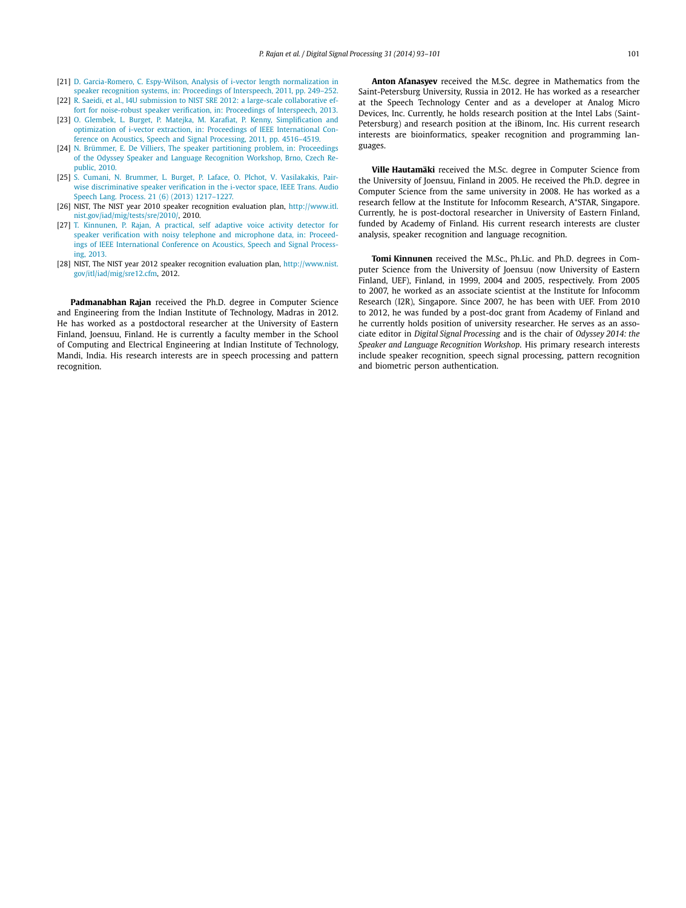[21] D. Garcia-Romero, C. Espy-Wilson, Analysis of i-vector length normalization in speaker recognition systems, in: Proceedings of Interspeech, 2011, pp. 249–252.

[22] R. Saeidi, et al., I4U submission to NIST SRE 2012: a large-scale collaborative effort for noise-robust speaker verification, in: Proceedings of Interspeech, 2013.

[23] O. Glembek, L. Burget, P. Matejka, M. Karafiat, P. Kenny, Simplification and optimization of i-vector extraction, in: Proceedings of IEEE International Conference on Acoustics, Speech and Signal Processing, 2011, pp. 4516–4519.

[24] N. Brümmer, E. De Villiers, The speaker partitioning problem, in: Proceedings of the Odyssey Speaker and Language Recognition Workshop, Brno, Czech Republic, 2010.

[25] S. Cumani, N. Brummer, L. Burget, P. Laface, O. Plchot, V. Vasilakakis, Pairwise discriminative speaker verification in the i-vector space, IEEE Trans. Audio Speech Lang. Process. 21 (6) (2013) 1217–1227.

[26] NIST, The NIST year 2010 speaker recognition evaluation plan, http://www.itl.nist.gov/iad/mig/tests/sre/2010/, 2010.

[27] T. Kinnunen, P. Rajan, A practical, self adaptive voice activity detector for speaker verification with noisy telephone and microphone data, in: Proceedings of IEEE International Conference on Acoustics, Speech and Signal Processing, 2013.

[28] NIST, The NIST year 2012 speaker recognition evaluation plan, http://www.nist.gov/itl/iad/mig/sre12.cfm, 2012.

**Padmanabhan Rajan** received the Ph.D. degree in Computer Science and Engineering from the Indian Institute of Technology, Madras in 2012. He has worked as a postdoctoral researcher at the University of Eastern Finland, Joensuu, Finland. He is currently a faculty member in the School of Computing and Electrical Engineering at Indian Institute of Technology, Mandi, India. His research interests are in speech processing and pattern recognition.

**Anton Afanasyev** received the M.Sc. degree in Mathematics from the Saint-Petersburg University, Russia in 2012. He has worked as a researcher at the Speech Technology Center and as a developer at Analog Micro Devices, Inc. Currently, he holds research position at the Intel Labs (Saint-Petersburg) and research position at the iBinom, Inc. His current research interests are bioinformatics, speaker recognition and programming languages.

**Ville Hautamäki** received the M.Sc. degree in Computer Science from the University of Joensuu, Finland in 2005. He received the Ph.D. degree in Computer Science from the same university in 2008. He has worked as a research fellow at the Institute for Infocomm Research, A*STAR, Singapore. Currently, he is post-doctoral researcher in University of Eastern Finland, funded by Academy of Finland. His current research interests are cluster analysis, speaker recognition and language recognition.

**Tomi Kinnunen** received the M.Sc., Ph.Lic. and Ph.D. degrees in Computer Science from the University of Joensuu (now University of Eastern Finland, UEF), Finland, in 1999, 2004 and 2005, respectively. From 2005 to 2007, he worked as an associate scientist at the Institute for Infocomm Research (I2R), Singapore. Since 2007, he has been with UEF. From 2010 to 2012, he was funded by a post-doc grant from Academy of Finland and he currently holds position of university researcher. He serves as an associate editor in *Digital Signal Processing* and is the chair of *Odyssey 2014: the Speaker and Language Recognition Workshop*. His primary research interests include speaker recognition, speech signal processing, pattern recognition and biometric person authentication.